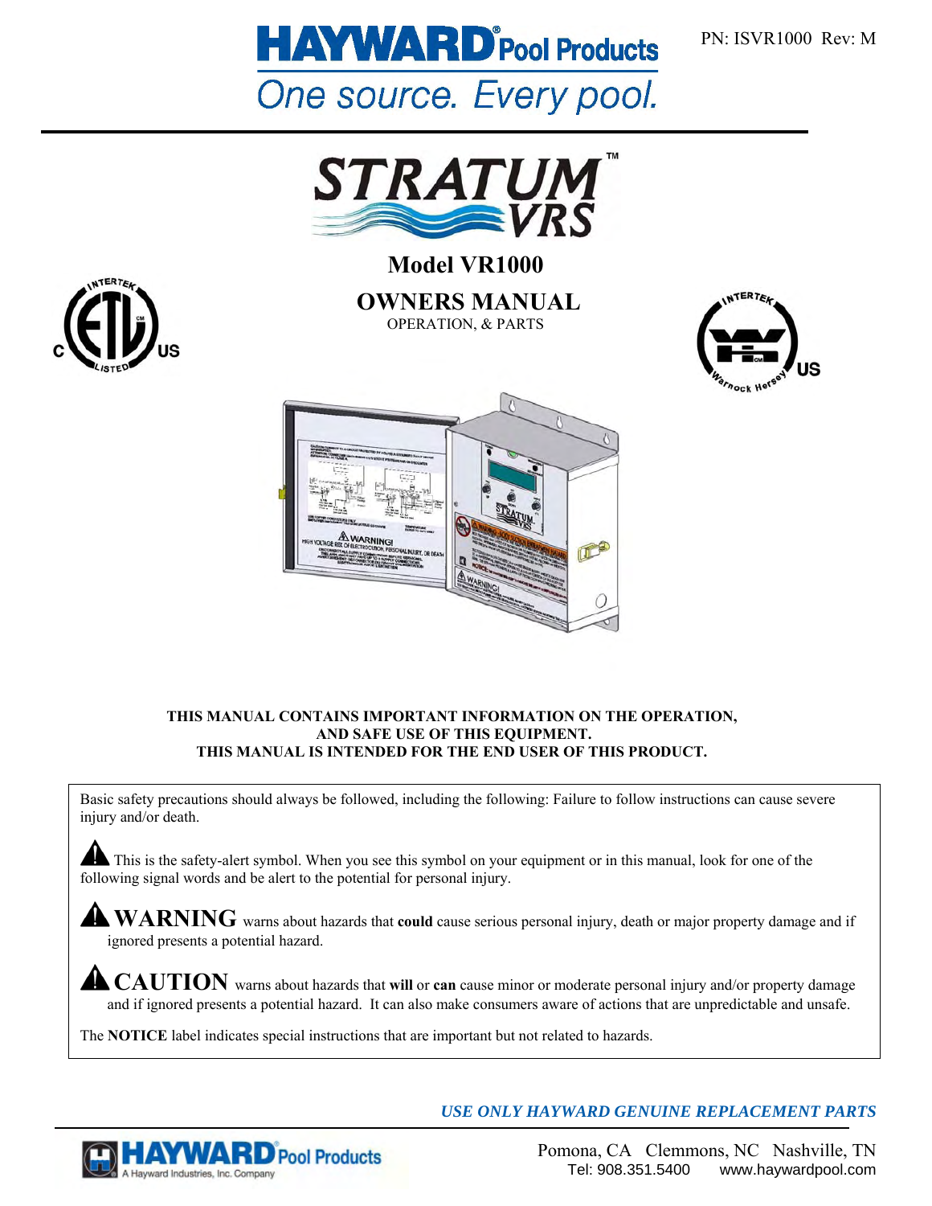PN: ISVR1000 Rev: M

# HAYWARD® Pool Products

*One source. Every pool.*

# STRATUM™ VRS

## Model VR1000

## OWNERS MANUAL

OPERATION, & PARTS

**THIS MANUAL CONTAINS IMPORTANT INFORMATION ON THE OPERATION, AND SAFE USE OF THIS EQUIPMENT.**
**THIS MANUAL IS INTENDED FOR THE END USER OF THIS PRODUCT.**

Basic safety precautions should always be followed, including the following: Failure to follow instructions can cause severe injury and/or death.

⚠ This is the safety-alert symbol. When you see this symbol on your equipment or in this manual, look for one of the following signal words and be alert to the potential for personal injury.

⚠ **WARNING** warns about hazards that **could** cause serious personal injury, death or major property damage and if ignored presents a potential hazard.

⚠ **CAUTION** warns about hazards that **will** or **can** cause minor or moderate personal injury and/or property damage and if ignored presents a potential hazard. It can also make consumers aware of actions that are unpredictable and unsafe.

The **NOTICE** label indicates special instructions that are important but not related to hazards.

***USE ONLY HAYWARD GENUINE REPLACEMENT PARTS***

HAYWARD® Pool Products
A Hayward Industries, Inc. Company

Pomona, CA Clemmons, NC Nashville, TN
Tel: 908.351.5400 www.haywardpool.com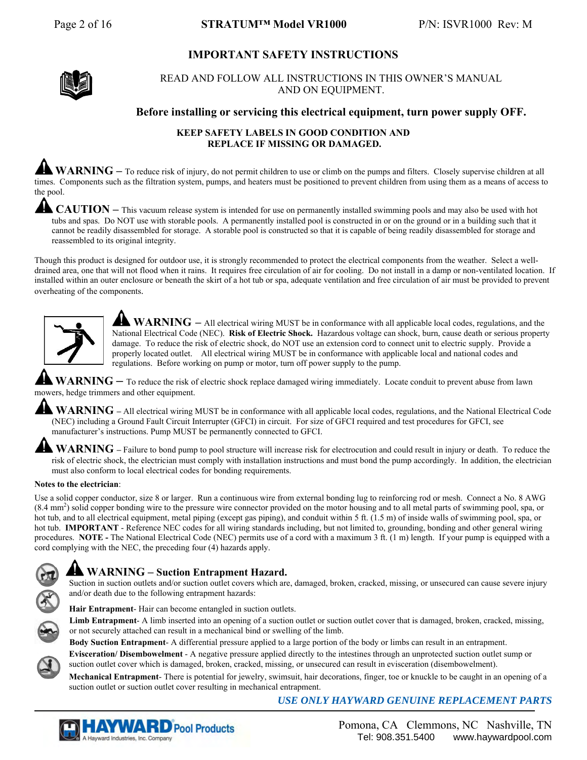# IMPORTANT SAFETY INSTRUCTIONS

READ AND FOLLOW ALL INSTRUCTIONS IN THIS OWNER'S MANUAL AND ON EQUIPMENT.

**Before installing or servicing this electrical equipment, turn power supply OFF.**

**KEEP SAFETY LABELS IN GOOD CONDITION AND REPLACE IF MISSING OR DAMAGED.**

**WARNING** – To reduce risk of injury, do not permit children to use or climb on the pumps and filters. Closely supervise children at all times. Components such as the filtration system, pumps, and heaters must be positioned to prevent children from using them as a means of access to the pool.

**CAUTION** – This vacuum release system is intended for use on permanently installed swimming pools and may also be used with hot tubs and spas. Do NOT use with storable pools. A permanently installed pool is constructed in or on the ground or in a building such that it cannot be readily disassembled for storage. A storable pool is constructed so that it is capable of being readily disassembled for storage and reassembled to its original integrity.

Though this product is designed for outdoor use, it is strongly recommended to protect the electrical components from the weather. Select a well-drained area, one that will not flood when it rains. It requires free circulation of air for cooling. Do not install in a damp or non-ventilated location. If installed within an outer enclosure or beneath the skirt of a hot tub or spa, adequate ventilation and free circulation of air must be provided to prevent overheating of the components.

**WARNING** – All electrical wiring MUST be in conformance with all applicable local codes, regulations, and the National Electrical Code (NEC). **Risk of Electric Shock.** Hazardous voltage can shock, burn, cause death or serious property damage. To reduce the risk of electric shock, do NOT use an extension cord to connect unit to electric supply. Provide a properly located outlet. All electrical wiring MUST be in conformance with applicable local and national codes and regulations. Before working on pump or motor, turn off power supply to the pump.

**WARNING** – To reduce the risk of electric shock replace damaged wiring immediately. Locate conduit to prevent abuse from lawn mowers, hedge trimmers and other equipment.

**WARNING** – All electrical wiring MUST be in conformance with all applicable local codes, regulations, and the National Electrical Code (NEC) including a Ground Fault Circuit Interrupter (GFCI) in circuit. For size of GFCI required and test procedures for GFCI, see manufacturer's instructions. Pump MUST be permanently connected to GFCI.

**WARNING** – Failure to bond pump to pool structure will increase risk for electrocution and could result in injury or death. To reduce the risk of electric shock, the electrician must comply with installation instructions and must bond the pump accordingly. In addition, the electrician must also conform to local electrical codes for bonding requirements.

**Notes to the electrician**:

Use a solid copper conductor, size 8 or larger. Run a continuous wire from external bonding lug to reinforcing rod or mesh. Connect a No. 8 AWG (8.4 $mm^2$) solid copper bonding wire to the pressure wire connector provided on the motor housing and to all metal parts of swimming pool, spa, or hot tub, and to all electrical equipment, metal piping (except gas piping), and conduit within 5 ft. (1.5 m) of inside walls of swimming pool, spa, or hot tub. **IMPORTANT** - Reference NEC codes for all wiring standards including, but not limited to, grounding, bonding and other general wiring procedures. **NOTE** - The National Electrical Code (NEC) permits use of a cord with a maximum 3 ft. (1 m) length. If your pump is equipped with a cord complying with the NEC, the preceding four (4) hazards apply.

## WARNING – Suction Entrapment Hazard.

Suction in suction outlets and/or suction outlet covers which are, damaged, broken, cracked, missing, or unsecured can cause severe injury and/or death due to the following entrapment hazards:

**Hair Entrapment**- Hair can become entangled in suction outlets.

**Limb Entrapment**- A limb inserted into an opening of a suction outlet or suction outlet cover that is damaged, broken, cracked, missing, or not securely attached can result in a mechanical bind or swelling of the limb.

**Body Suction Entrapment**- A differential pressure applied to a large portion of the body or limbs can result in an entrapment.

**Evisceration/ Disembowelment** - A negative pressure applied directly to the intestines through an unprotected suction outlet sump or suction outlet cover which is damaged, broken, cracked, missing, or unsecured can result in evisceration (disembowelment).

**Mechanical Entrapment**- There is potential for jewelry, swimsuit, hair decorations, finger, toe or knuckle to be caught in an opening of a suction outlet or suction outlet cover resulting in mechanical entrapment.

***USE ONLY HAYWARD GENUINE REPLACEMENT PARTS***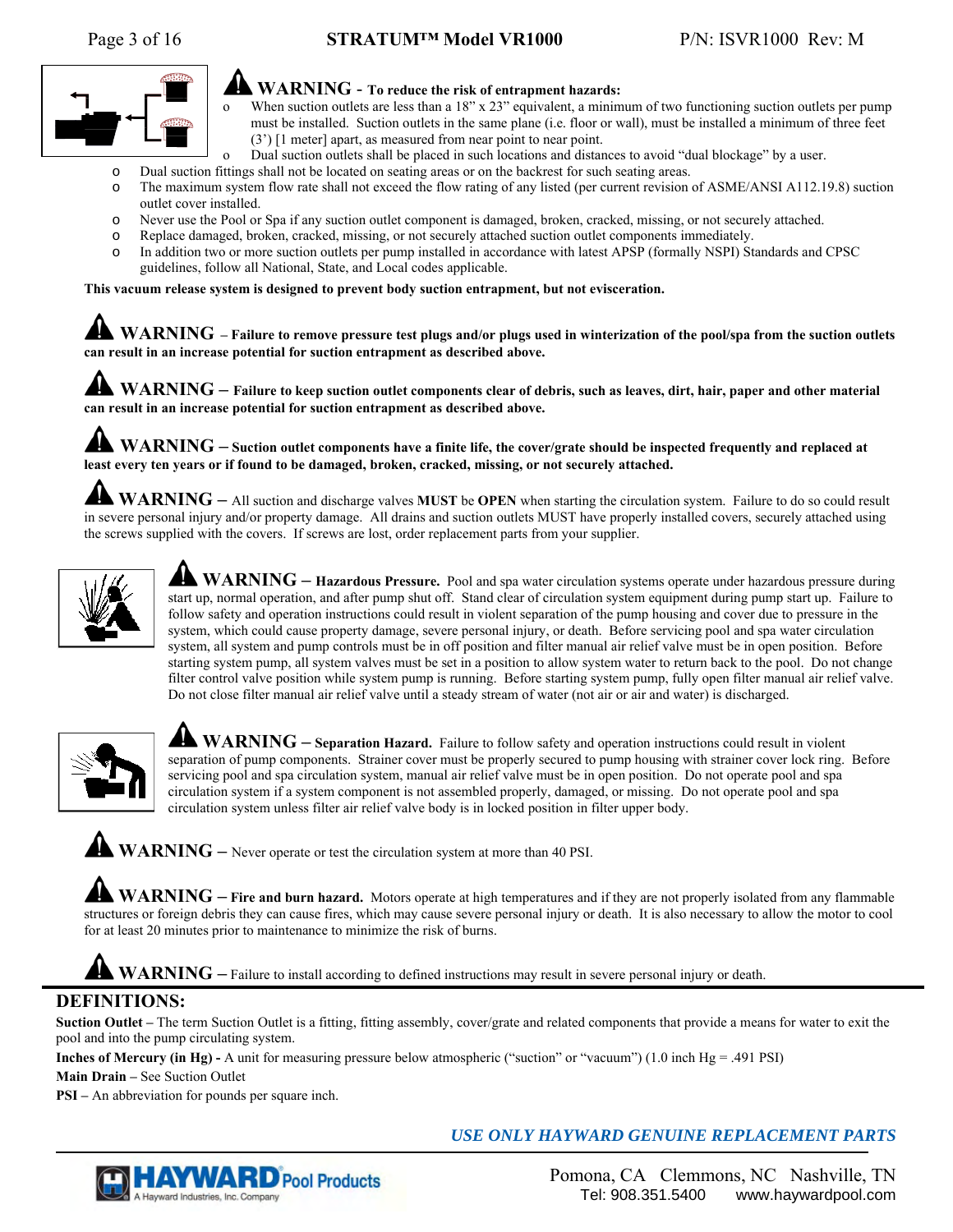**WARNING - To reduce the risk of entrapment hazards:**

- When suction outlets are less than a 18" x 23" equivalent, a minimum of two functioning suction outlets per pump must be installed. Suction outlets in the same plane (i.e. floor or wall), must be installed a minimum of three feet (3') [1 meter] apart, as measured from near point to near point.
- Dual suction outlets shall be placed in such locations and distances to avoid "dual blockage" by a user.
- Dual suction fittings shall not be located on seating areas or on the backrest for such seating areas.
- The maximum system flow rate shall not exceed the flow rating of any listed (per current revision of ASME/ANSI A112.19.8) suction outlet cover installed.
- Never use the Pool or Spa if any suction outlet component is damaged, broken, cracked, missing, or not securely attached.
- Replace damaged, broken, cracked, missing, or not securely attached suction outlet components immediately.
- In addition two or more suction outlets per pump installed in accordance with latest APSP (formally NSPI) Standards and CPSC guidelines, follow all National, State, and Local codes applicable.

**This vacuum release system is designed to prevent body suction entrapment, but not evisceration.**

**WARNING – Failure to remove pressure test plugs and/or plugs used in winterization of the pool/spa from the suction outlets can result in an increase potential for suction entrapment as described above.**

**WARNING – Failure to keep suction outlet components clear of debris, such as leaves, dirt, hair, paper and other material can result in an increase potential for suction entrapment as described above.**

**WARNING – Suction outlet components have a finite life, the cover/grate should be inspected frequently and replaced at least every ten years or if found to be damaged, broken, cracked, missing, or not securely attached.**

**WARNING –** All suction and discharge valves **MUST** be **OPEN** when starting the circulation system. Failure to do so could result in severe personal injury and/or property damage. All drains and suction outlets MUST have properly installed covers, securely attached using the screws supplied with the covers. If screws are lost, order replacement parts from your supplier.

**WARNING – Hazardous Pressure.** Pool and spa water circulation systems operate under hazardous pressure during start up, normal operation, and after pump shut off. Stand clear of circulation system equipment during pump start up. Failure to follow safety and operation instructions could result in violent separation of the pump housing and cover due to pressure in the system, which could cause property damage, severe personal injury, or death. Before servicing pool and spa water circulation system, all system and pump controls must be in off position and filter manual air relief valve must be in open position. Before starting system pump, all system valves must be set in a position to allow system water to return back to the pool. Do not change filter control valve position while system pump is running. Before starting system pump, fully open filter manual air relief valve. Do not close filter manual air relief valve until a steady stream of water (not air or air and water) is discharged.

**WARNING – Separation Hazard.** Failure to follow safety and operation instructions could result in violent separation of pump components. Strainer cover must be properly secured to pump housing with strainer cover lock ring. Before servicing pool and spa circulation system, manual air relief valve must be in open position. Do not operate pool and spa circulation system if a system component is not assembled properly, damaged, or missing. Do not operate pool and spa circulation system unless filter air relief valve body is in locked position in filter upper body.

**WARNING –** Never operate or test the circulation system at more than 40 PSI.

**WARNING – Fire and burn hazard.** Motors operate at high temperatures and if they are not properly isolated from any flammable structures or foreign debris they can cause fires, which may cause severe personal injury or death. It is also necessary to allow the motor to cool for at least 20 minutes prior to maintenance to minimize the risk of burns.

**WARNING –** Failure to install according to defined instructions may result in severe personal injury or death.

## DEFINITIONS:

**Suction Outlet –** The term Suction Outlet is a fitting, fitting assembly, cover/grate and related components that provide a means for water to exit the pool and into the pump circulating system.

**Inches of Mercury (in Hg) -** A unit for measuring pressure below atmospheric ("suction" or "vacuum") (1.0 inch Hg = .491 PSI)

**Main Drain –** See Suction Outlet

**PSI –** An abbreviation for pounds per square inch.

***USE ONLY HAYWARD GENUINE REPLACEMENT PARTS***

HAYWARD Pool Products – A Hayward Industries, Inc. Company

Pomona, CA Clemmons, NC Nashville, TN
Tel: 908.351.5400 www.haywardpool.com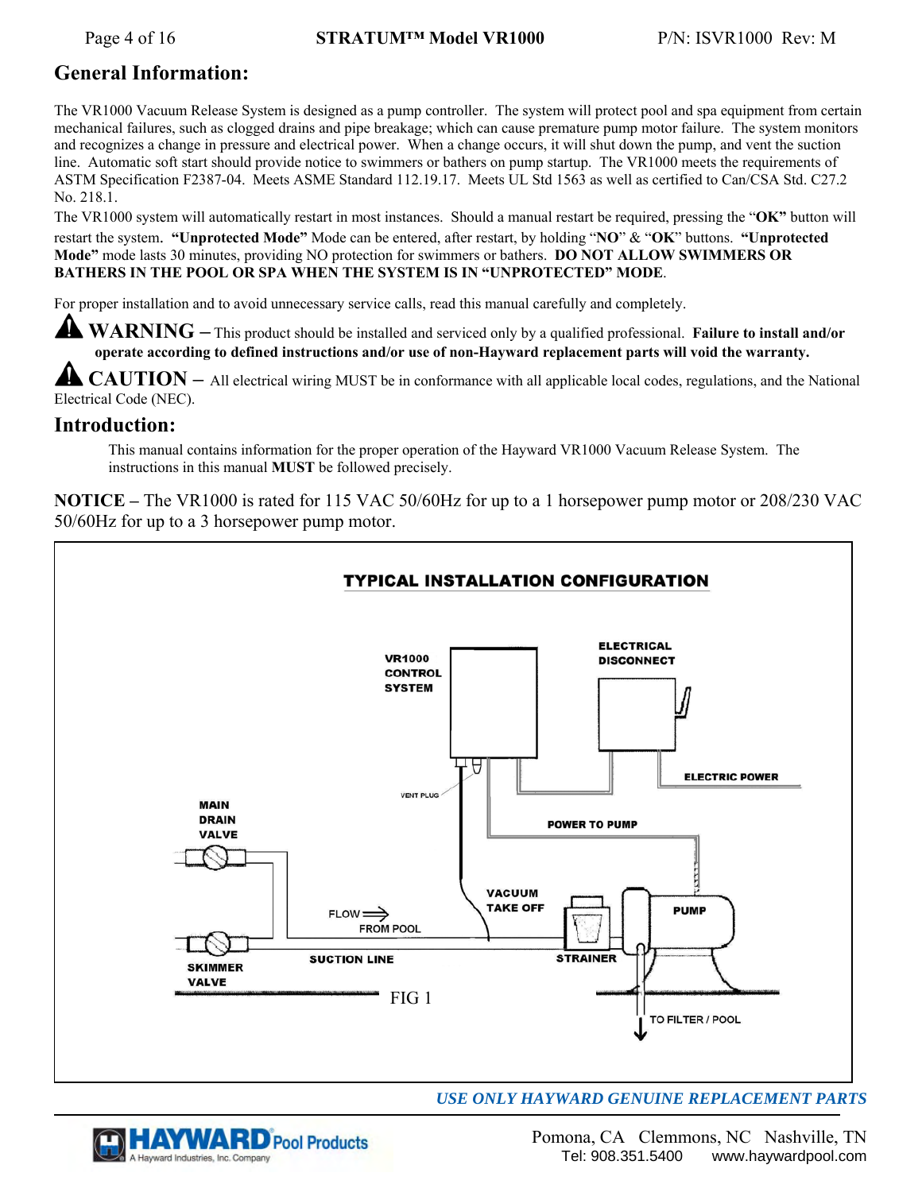## General Information:

The VR1000 Vacuum Release System is designed as a pump controller. The system will protect pool and spa equipment from certain mechanical failures, such as clogged drains and pipe breakage; which can cause premature pump motor failure. The system monitors and recognizes a change in pressure and electrical power. When a change occurs, it will shut down the pump, and vent the suction line. Automatic soft start should provide notice to swimmers or bathers on pump startup. The VR1000 meets the requirements of ASTM Specification F2387-04. Meets ASME Standard 112.19.17. Meets UL Std 1563 as well as certified to Can/CSA Std. C27.2 No. 218.1.

The VR1000 system will automatically restart in most instances. Should a manual restart be required, pressing the "**OK"** button will restart the system. **"Unprotected Mode"** Mode can be entered, after restart, by holding "**NO**" & "**OK**" buttons. **"Unprotected Mode"** mode lasts 30 minutes, providing NO protection for swimmers or bathers. **DO NOT ALLOW SWIMMERS OR BATHERS IN THE POOL OR SPA WHEN THE SYSTEM IS IN "UNPROTECTED" MODE**.

For proper installation and to avoid unnecessary service calls, read this manual carefully and completely.

⚠ **WARNING** – This product should be installed and serviced only by a qualified professional. **Failure to install and/or operate according to defined instructions and/or use of non-Hayward replacement parts will void the warranty.**

⚠ **CAUTION** – All electrical wiring MUST be in conformance with all applicable local codes, regulations, and the National Electrical Code (NEC).

## Introduction:

This manual contains information for the proper operation of the Hayward VR1000 Vacuum Release System. The instructions in this manual **MUST** be followed precisely.

**NOTICE –** The VR1000 is rated for 115 VAC 50/60Hz for up to a 1 horsepower pump motor or 208/230 VAC 50/60Hz for up to a 3 horsepower pump motor.

**TYPICAL INSTALLATION CONFIGURATION**

VR1000 CONTROL SYSTEM; ELECTRICAL DISCONNECT; ELECTRIC POWER; VENT PLUG; POWER TO PUMP; MAIN DRAIN VALVE; VACUUM TAKE OFF; FLOW FROM POOL; PUMP; SKIMMER VALVE; SUCTION LINE; STRAINER; TO FILTER / POOL

FIG 1

*USE ONLY HAYWARD GENUINE REPLACEMENT PARTS*

HAYWARD Pool Products — A Hayward Industries, Inc. Company

Pomona, CA Clemmons, NC Nashville, TN
Tel: 908.351.5400 www.haywardpool.com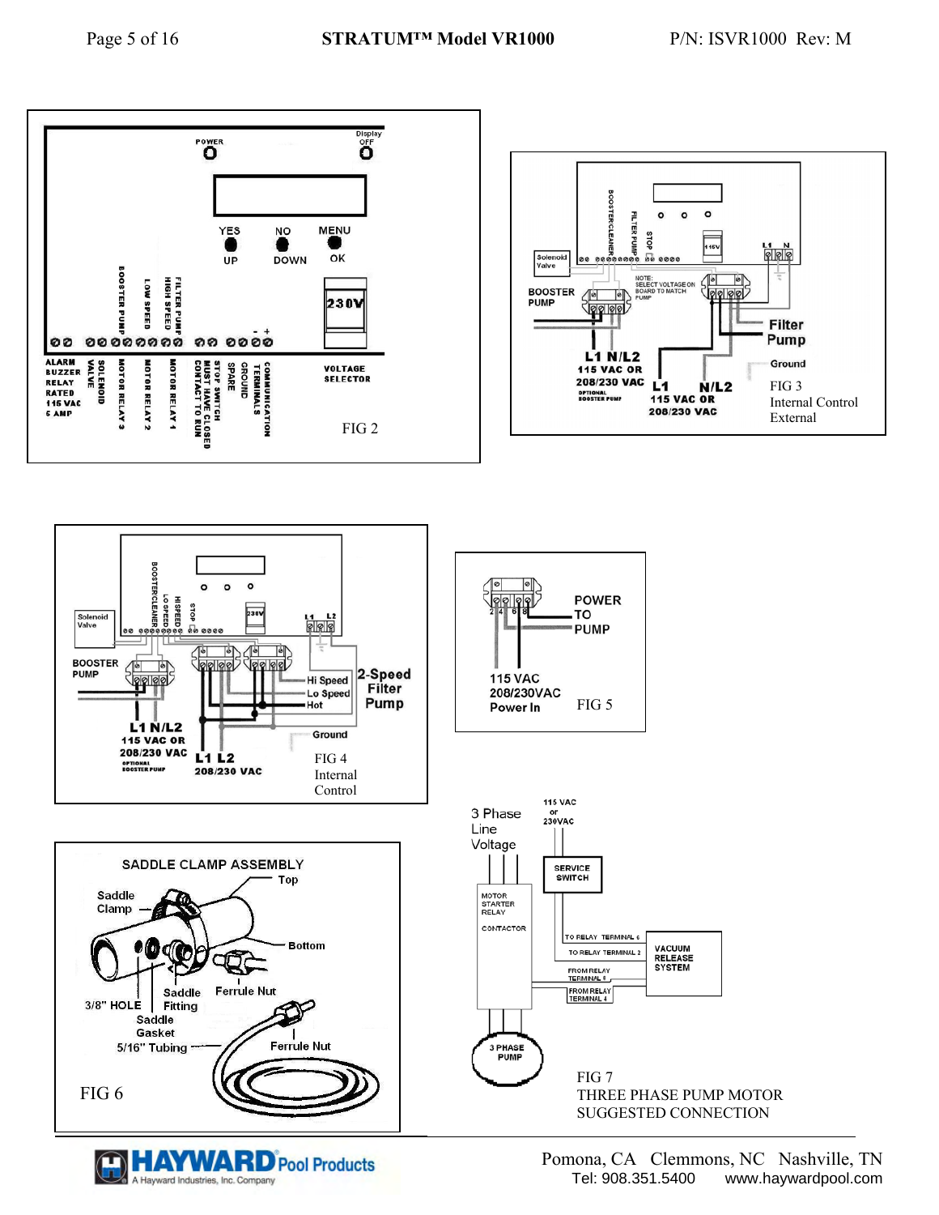POWER

Display OFF

YES NO MENU

UP DOWN OK

230V

BOOSTER PUMP

LOW SPEED

FILTER PUMP HIGH SPEED

ALARM BUZZER RELAY RATED 115 VAC 5 AMP

SOLENOID VALVE

MOTOR RELAY 3

MOTOR RELAY 2

MOTOR RELAY 1

STOP SWITCH MUST HAVE CLOSED CONTACT TO RUN

SPARE GROUND

COMMUNICATION TERMINALS

VOLTAGE SELECTOR

FIG 2

Solenoid Valve

BOOSTER/CLEANER

FILTER PUMP

STOP

115V

L1 N

BOOSTER PUMP

NOTE: SELECT VOLTAGE ON BOARD TO MATCH PUMP

Filter Pump

Ground

L1 N/L2 115 VAC OR 208/230 VAC OPTIONAL BOOSTER PUMP

L1 N/L2 115 VAC OR 208/230 VAC

FIG 3 Internal Control External

Solenoid Valve

BOOSTER/CLEANER

LO SPEED

HI SPEED

STOP

230V

L1 L2

BOOSTER PUMP

Hi Speed

Lo Speed

Hot

2-Speed Filter Pump

Ground

L1 N/L2 115 VAC OR 208/230 VAC OPTIONAL BOOSTER PUMP

L1 L2 208/230 VAC

FIG 4 Internal Control

2 4 6 8

POWER TO PUMP

115 VAC 208/230VAC Power In

FIG 5

SADDLE CLAMP ASSEMBLY

Top

Saddle Clamp

Bottom

3/8" HOLE

Saddle Fitting

Ferrule Nut

Saddle Gasket

5/16" Tubing

Ferrule Nut

FIG 6

3 Phase Line Voltage

115 VAC or 230VAC

SERVICE SWITCH

MOTOR STARTER RELAY

CONTACTOR

TO RELAY TERMINAL 6

TO RELAY TERMINAL 2

FROM RELAY TERMINAL 8

FROM RELAY TERMINAL 4

VACUUM RELEASE SYSTEM

3 PHASE PUMP

FIG 7 THREE PHASE PUMP MOTOR SUGGESTED CONNECTION

HAYWARD Pool Products
A Hayward Industries, Inc. Company

Pomona, CA Clemmons, NC Nashville, TN
Tel: 908.351.5400 www.haywardpool.com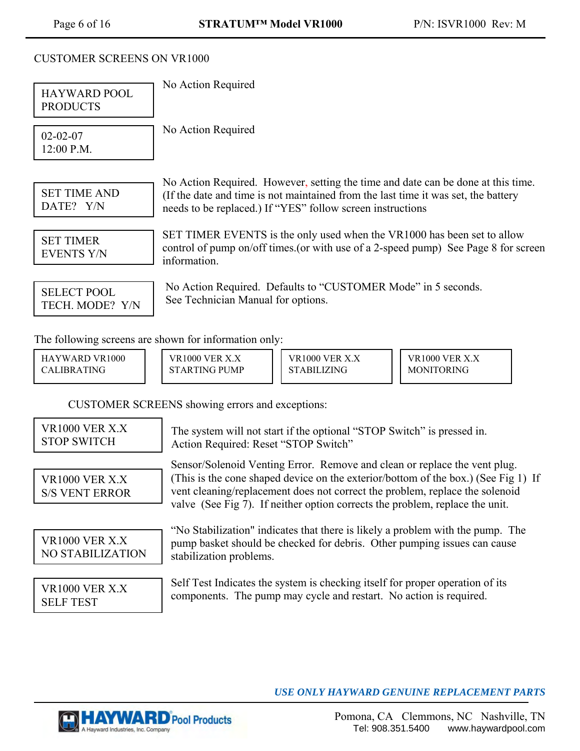## CUSTOMER SCREENS ON VR1000

| Screen | Description |
|---|---|
| HAYWARD POOL PRODUCTS | No Action Required |
| 02-02-07 12:00 P.M. | No Action Required |
| SET TIME AND DATE? Y/N | No Action Required. However, setting the time and date can be done at this time. (If the date and time is not maintained from the last time it was set, the battery needs to be replaced.) If "YES" follow screen instructions |
| SET TIMER EVENTS Y/N | SET TIMER EVENTS is the only used when the VR1000 has been set to allow control of pump on/off times.(or with use of a 2-speed pump) See Page 8 for screen information. |
| SELECT POOL TECH. MODE? Y/N | No Action Required. Defaults to "CUSTOMER Mode" in 5 seconds. See Technician Manual for options. |

The following screens are shown for information only:

| | | | |
|---|---|---|---|
| HAYWARD VR1000 CALIBRATING | VR1000 VER X.X STARTING PUMP | VR1000 VER X.X STABILIZING | VR1000 VER X.X MONITORING |

CUSTOMER SCREENS showing errors and exceptions:

| Screen | Description |
|---|---|
| VR1000 VER X.X STOP SWITCH | The system will not start if the optional "STOP Switch" is pressed in. Action Required: Reset "STOP Switch" |
| VR1000 VER X.X S/S VENT ERROR | Sensor/Solenoid Venting Error. Remove and clean or replace the vent plug. (This is the cone shaped device on the exterior/bottom of the box.) (See Fig 1) If vent cleaning/replacement does not correct the problem, replace the solenoid valve (See Fig 7). If neither option corrects the problem, replace the unit. |
| VR1000 VER X.X NO STABILIZATION | "No Stabilization" indicates that there is likely a problem with the pump. The pump basket should be checked for debris. Other pumping issues can cause stabilization problems. |
| VR1000 VER X.X SELF TEST | Self Test Indicates the system is checking itself for proper operation of its components. The pump may cycle and restart. No action is required. |

*USE ONLY HAYWARD GENUINE REPLACEMENT PARTS*

HAYWARD Pool Products — A Hayward Industries, Inc. Company

Pomona, CA Clemmons, NC Nashville, TN
Tel: 908.351.5400 www.haywardpool.com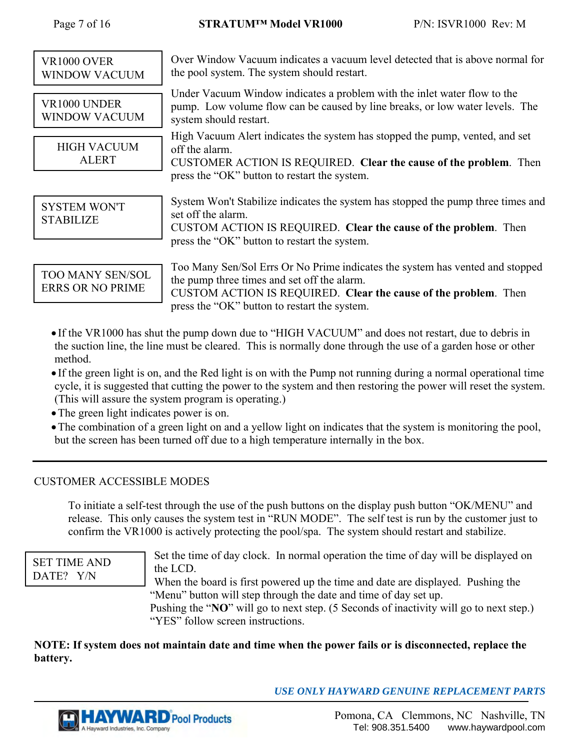| | |
|---|---|
| VR1000 OVER WINDOW VACUUM | Over Window Vacuum indicates a vacuum level detected that is above normal for the pool system. The system should restart. |
| VR1000 UNDER WINDOW VACUUM | Under Vacuum Window indicates a problem with the inlet water flow to the pump. Low volume flow can be caused by line breaks, or low water levels. The system should restart. |
| HIGH VACUUM ALERT | High Vacuum Alert indicates the system has stopped the pump, vented, and set off the alarm. CUSTOMER ACTION IS REQUIRED. **Clear the cause of the problem**. Then press the "OK" button to restart the system. |
| SYSTEM WON'T STABILIZE | System Won't Stabilize indicates the system has stopped the pump three times and set off the alarm. CUSTOM ACTION IS REQUIRED. **Clear the cause of the problem**. Then press the "OK" button to restart the system. |
| TOO MANY SEN/SOL ERRS OR NO PRIME | Too Many Sen/Sol Errs Or No Prime indicates the system has vented and stopped the pump three times and set off the alarm. CUSTOM ACTION IS REQUIRED. **Clear the cause of the problem**. Then press the "OK" button to restart the system. |

- If the VR1000 has shut the pump down due to "HIGH VACUUM" and does not restart, due to debris in the suction line, the line must be cleared. This is normally done through the use of a garden hose or other method.
- If the green light is on, and the Red light is on with the Pump not running during a normal operational time cycle, it is suggested that cutting the power to the system and then restoring the power will reset the system. (This will assure the system program is operating.)
- The green light indicates power is on.
- The combination of a green light on and a yellow light on indicates that the system is monitoring the pool, but the screen has been turned off due to a high temperature internally in the box.

---

CUSTOMER ACCESSIBLE MODES

To initiate a self-test through the use of the push buttons on the display push button "OK/MENU" and release. This only causes the system test in "RUN MODE". The self test is run by the customer just to confirm the VR1000 is actively protecting the pool/spa. The system should restart and stabilize.

| | |
|---|---|
| SET TIME AND DATE? Y/N | Set the time of day clock. In normal operation the time of day will be displayed on the LCD. When the board is first powered up the time and date are displayed. Pushing the "Menu" button will step through the date and time of day set up. Pushing the "**NO**" will go to next step. (5 Seconds of inactivity will go to next step.) "YES" follow screen instructions. |

**NOTE: If system does not maintain date and time when the power fails or is disconnected, replace the battery.**

***USE ONLY HAYWARD GENUINE REPLACEMENT PARTS***

HAYWARD Pool Products
A Hayward Industries, Inc. Company

Pomona, CA Clemmons, NC Nashville, TN
Tel: 908.351.5400 www.haywardpool.com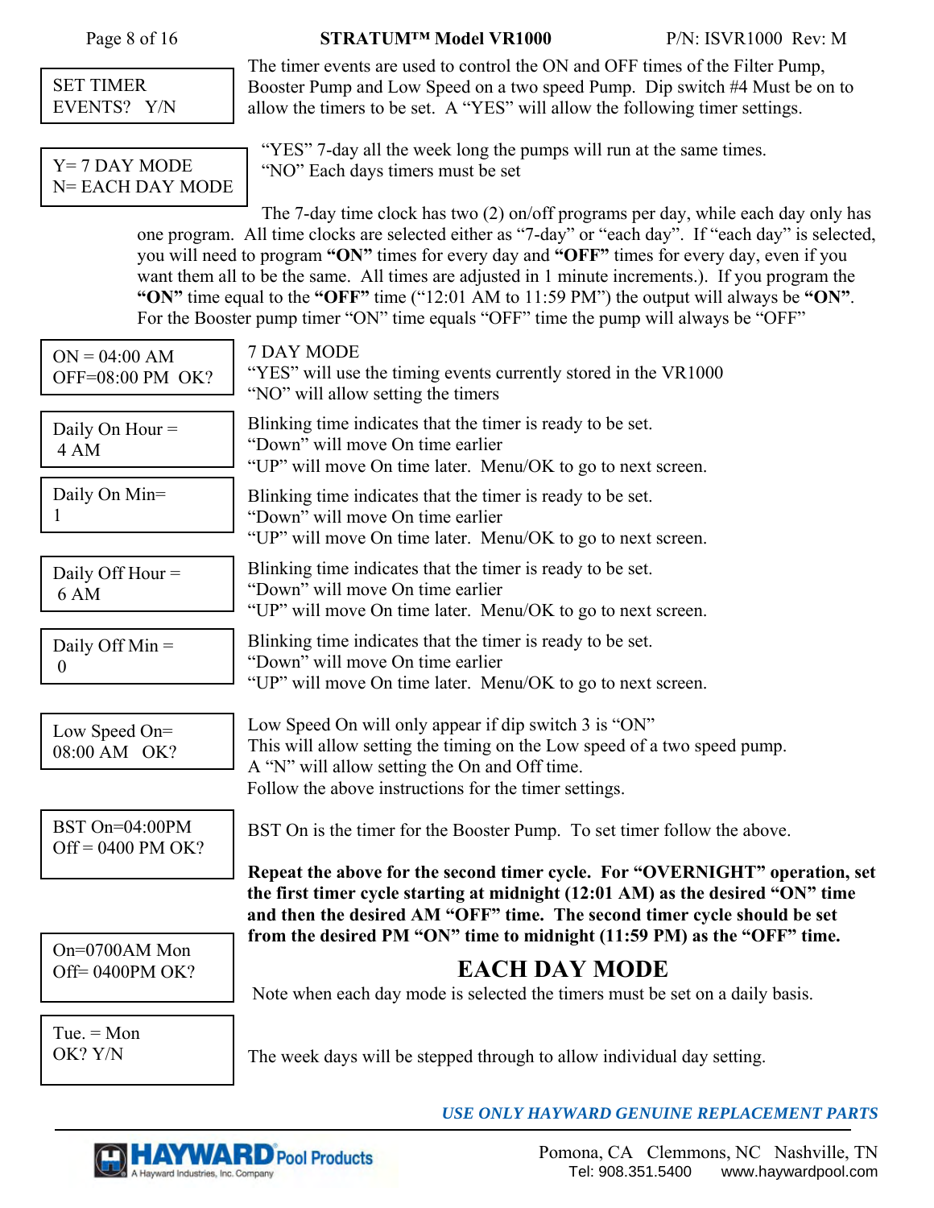| Display | Description |
|---|---|
| SET TIMER EVENTS? Y/N | The timer events are used to control the ON and OFF times of the Filter Pump, Booster Pump and Low Speed on a two speed Pump. Dip switch #4 Must be on to allow the timers to be set. A "YES" will allow the following timer settings. |
| Y= 7 DAY MODE N= EACH DAY MODE | "YES" 7-day all the week long the pumps will run at the same times. "NO" Each days timers must be set |

The 7-day time clock has two (2) on/off programs per day, while each day only has one program. All time clocks are selected either as "7-day" or "each day". If "each day" is selected, you will need to program **"ON"** times for every day and **"OFF"** times for every day, even if you want them all to be the same. All times are adjusted in 1 minute increments.). If you program the **"ON"** time equal to the **"OFF"** time ("12:01 AM to 11:59 PM") the output will always be **"ON"**. For the Booster pump timer "ON" time equals "OFF" time the pump will always be "OFF"

| Display | Description |
|---|---|
| ON = 04:00 AM OFF=08:00 PM OK? | 7 DAY MODE<br>"YES" will use the timing events currently stored in the VR1000<br>"NO" will allow setting the timers |
| Daily On Hour = 4 AM | Blinking time indicates that the timer is ready to be set.<br>"Down" will move On time earlier<br>"UP" will move On time later. Menu/OK to go to next screen. |
| Daily On Min= 1 | Blinking time indicates that the timer is ready to be set.<br>"Down" will move On time earlier<br>"UP" will move On time later. Menu/OK to go to next screen. |
| Daily Off Hour = 6 AM | Blinking time indicates that the timer is ready to be set.<br>"Down" will move On time earlier<br>"UP" will move On time later. Menu/OK to go to next screen. |
| Daily Off Min = 0 | Blinking time indicates that the timer is ready to be set.<br>"Down" will move On time earlier<br>"UP" will move On time later. Menu/OK to go to next screen. |
| Low Speed On= 08:00 AM OK? | Low Speed On will only appear if dip switch 3 is "ON"<br>This will allow setting the timing on the Low speed of a two speed pump.<br>A "N" will allow setting the On and Off time.<br>Follow the above instructions for the timer settings. |
| BST On=04:00PM Off = 0400 PM OK? | BST On is the timer for the Booster Pump. To set timer follow the above. |

**Repeat the above for the second timer cycle. For "OVERNIGHT" operation, set the first timer cycle starting at midnight (12:01 AM) as the desired "ON" time and then the desired AM "OFF" time. The second timer cycle should be set from the desired PM "ON" time to midnight (11:59 PM) as the "OFF" time.**

## EACH DAY MODE

| Display | Description |
|---|---|
| On=0700AM Mon Off= 0400PM OK? | Note when each day mode is selected the timers must be set on a daily basis. |
| Tue. = Mon OK? Y/N | The week days will be stepped through to allow individual day setting. |

*USE ONLY HAYWARD GENUINE REPLACEMENT PARTS*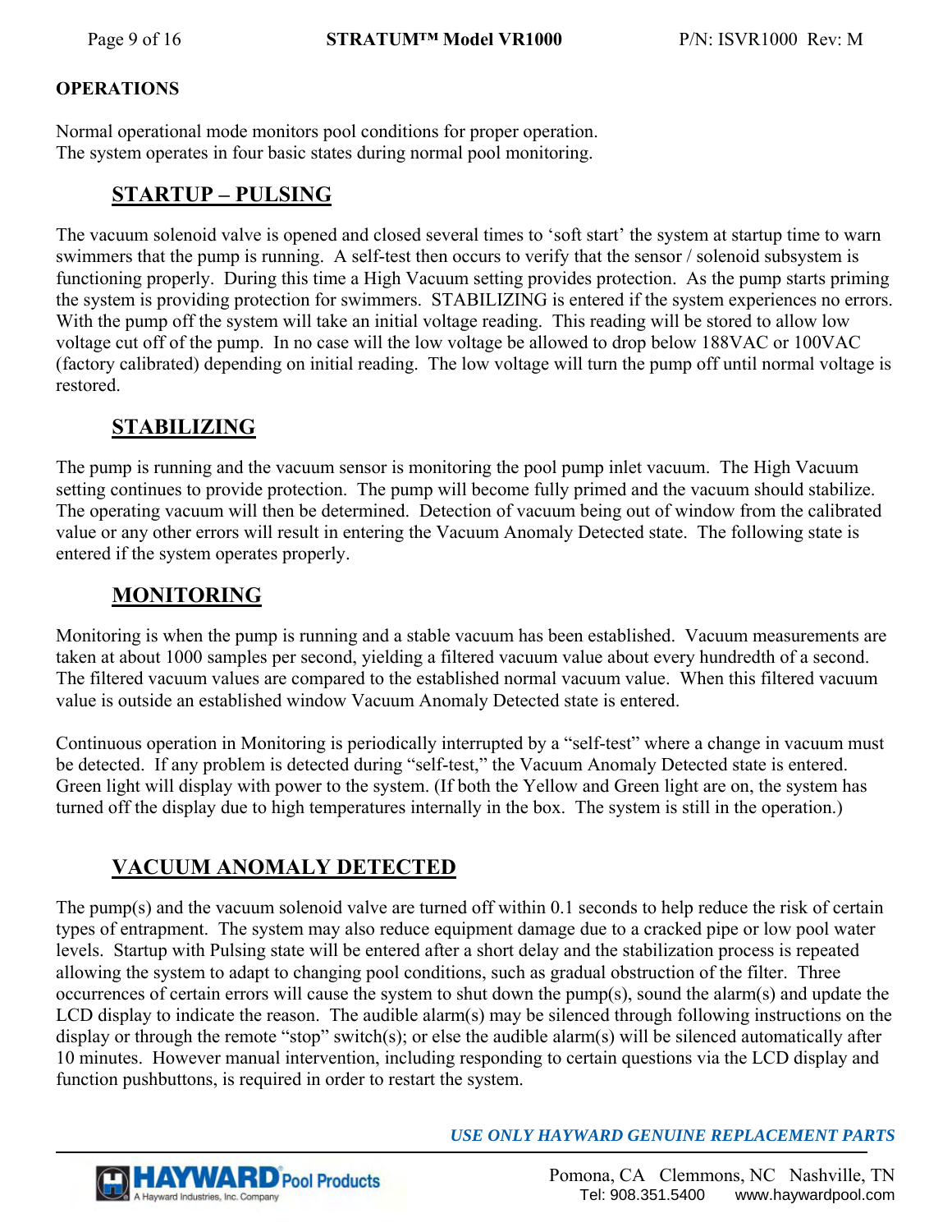## OPERATIONS

Normal operational mode monitors pool conditions for proper operation.
The system operates in four basic states during normal pool monitoring.

### STARTUP – PULSING

The vacuum solenoid valve is opened and closed several times to 'soft start' the system at startup time to warn swimmers that the pump is running. A self-test then occurs to verify that the sensor / solenoid subsystem is functioning properly. During this time a High Vacuum setting provides protection. As the pump starts priming the system is providing protection for swimmers. STABILIZING is entered if the system experiences no errors. With the pump off the system will take an initial voltage reading. This reading will be stored to allow low voltage cut off of the pump. In no case will the low voltage be allowed to drop below 188VAC or 100VAC (factory calibrated) depending on initial reading. The low voltage will turn the pump off until normal voltage is restored.

### STABILIZING

The pump is running and the vacuum sensor is monitoring the pool pump inlet vacuum. The High Vacuum setting continues to provide protection. The pump will become fully primed and the vacuum should stabilize. The operating vacuum will then be determined. Detection of vacuum being out of window from the calibrated value or any other errors will result in entering the Vacuum Anomaly Detected state. The following state is entered if the system operates properly.

### MONITORING

Monitoring is when the pump is running and a stable vacuum has been established. Vacuum measurements are taken at about 1000 samples per second, yielding a filtered vacuum value about every hundredth of a second. The filtered vacuum values are compared to the established normal vacuum value. When this filtered vacuum value is outside an established window Vacuum Anomaly Detected state is entered.

Continuous operation in Monitoring is periodically interrupted by a "self-test" where a change in vacuum must be detected. If any problem is detected during "self-test," the Vacuum Anomaly Detected state is entered. Green light will display with power to the system. (If both the Yellow and Green light are on, the system has turned off the display due to high temperatures internally in the box. The system is still in the operation.)

### VACUUM ANOMALY DETECTED

The pump(s) and the vacuum solenoid valve are turned off within 0.1 seconds to help reduce the risk of certain types of entrapment. The system may also reduce equipment damage due to a cracked pipe or low pool water levels. Startup with Pulsing state will be entered after a short delay and the stabilization process is repeated allowing the system to adapt to changing pool conditions, such as gradual obstruction of the filter. Three occurrences of certain errors will cause the system to shut down the pump(s), sound the alarm(s) and update the LCD display to indicate the reason. The audible alarm(s) may be silenced through following instructions on the display or through the remote "stop" switch(s); or else the audible alarm(s) will be silenced automatically after 10 minutes. However manual intervention, including responding to certain questions via the LCD display and function pushbuttons, is required in order to restart the system.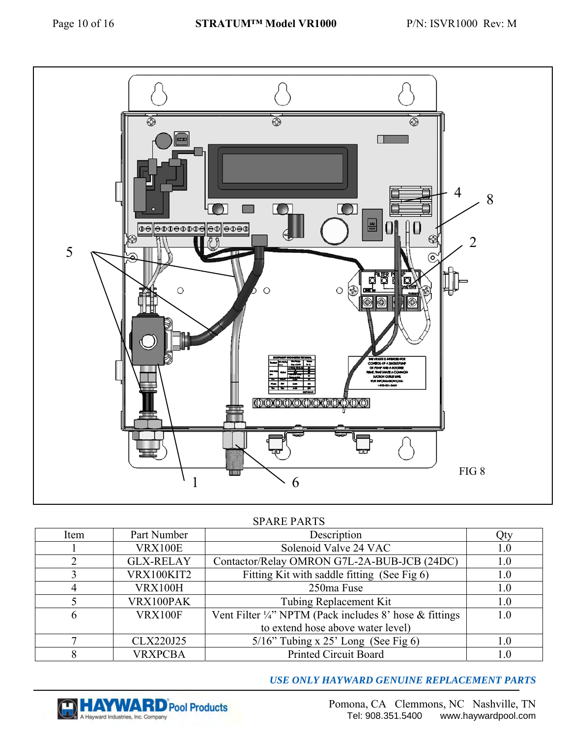FIG 8

SPARE PARTS

| Item | Part Number | Description | Qty |
|---|---|---|---|
| 1 | VRX100E | Solenoid Valve 24 VAC | 1.0 |
| 2 | GLX-RELAY | Contactor/Relay OMRON G7L-2A-BUB-JCB (24DC) | 1.0 |
| 3 | VRX100KIT2 | Fitting Kit with saddle fitting (See Fig 6) | 1.0 |
| 4 | VRX100H | 250ma Fuse | 1.0 |
| 5 | VRX100PAK | Tubing Replacement Kit | 1.0 |
| 6 | VRX100F | Vent Filter ¼" NPTM (Pack includes 8' hose & fittings to extend hose above water level) | 1.0 |
| 7 | CLX220J25 | 5/16" Tubing x 25' Long (See Fig 6) | 1.0 |
| 8 | VRXPCBA | Printed Circuit Board | 1.0 |

***USE ONLY HAYWARD GENUINE REPLACEMENT PARTS***

HAYWARD Pool Products
A Hayward Industries, Inc. Company

Pomona, CA Clemmons, NC Nashville, TN
Tel: 908.351.5400 www.haywardpool.com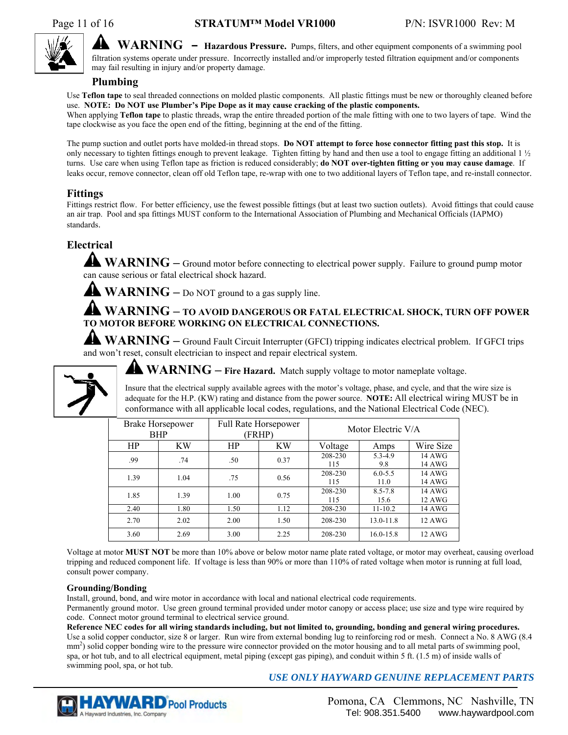**⚠ WARNING – Hazardous Pressure.** Pumps, filters, and other equipment components of a swimming pool filtration systems operate under pressure. Incorrectly installed and/or improperly tested filtration equipment and/or components may fail resulting in injury and/or property damage.

## Plumbing

Use **Teflon tape** to seal threaded connections on molded plastic components. All plastic fittings must be new or thoroughly cleaned before use. **NOTE: Do NOT use Plumber's Pipe Dope as it may cause cracking of the plastic components.**
When applying **Teflon tape** to plastic threads, wrap the entire threaded portion of the male fitting with one to two layers of tape. Wind the tape clockwise as you face the open end of the fitting, beginning at the end of the fitting.

The pump suction and outlet ports have molded-in thread stops. **Do NOT attempt to force hose connector fitting past this stop.** It is only necessary to tighten fittings enough to prevent leakage. Tighten fitting by hand and then use a tool to engage fitting an additional 1 ½ turns. Use care when using Teflon tape as friction is reduced considerably; **do NOT over-tighten fitting or you may cause damage**. If leaks occur, remove connector, clean off old Teflon tape, re-wrap with one to two additional layers of Teflon tape, and re-install connector.

## Fittings

Fittings restrict flow. For better efficiency, use the fewest possible fittings (but at least two suction outlets). Avoid fittings that could cause an air trap. Pool and spa fittings MUST conform to the International Association of Plumbing and Mechanical Officials (IAPMO) standards.

## Electrical

**⚠ WARNING –** Ground motor before connecting to electrical power supply. Failure to ground pump motor can cause serious or fatal electrical shock hazard.

**⚠ WARNING –** Do NOT ground to a gas supply line.

**⚠ WARNING – TO AVOID DANGEROUS OR FATAL ELECTRICAL SHOCK, TURN OFF POWER TO MOTOR BEFORE WORKING ON ELECTRICAL CONNECTIONS.**

**⚠ WARNING –** Ground Fault Circuit Interrupter (GFCI) tripping indicates electrical problem. If GFCI trips and won't reset, consult electrician to inspect and repair electrical system.

**⚠ WARNING – Fire Hazard.** Match supply voltage to motor nameplate voltage.

Insure that the electrical supply available agrees with the motor's voltage, phase, and cycle, and that the wire size is adequate for the H.P. (KW) rating and distance from the power source. **NOTE:** All electrical wiring MUST be in conformance with all applicable local codes, regulations, and the National Electrical Code (NEC).

| Brake Horsepower BHP | | Full Rate Horsepower (FRHP) | | Motor Electric V/A | | |
|---|---|---|---|---|---|---|
| HP | KW | HP | KW | Voltage | Amps | Wire Size |
| .99 | .74 | .50 | 0.37 | 208-230<br>115 | 5.3-4.9<br>9.8 | 14 AWG<br>14 AWG |
| 1.39 | 1.04 | .75 | 0.56 | 208-230<br>115 | 6.0-5.5<br>11.0 | 14 AWG<br>14 AWG |
| 1.85 | 1.39 | 1.00 | 0.75 | 208-230<br>115 | 8.5-7.8<br>15.6 | 14 AWG<br>12 AWG |
| 2.40 | 1.80 | 1.50 | 1.12 | 208-230 | 11-10.2 | 14 AWG |
| 2.70 | 2.02 | 2.00 | 1.50 | 208-230 | 13.0-11.8 | 12 AWG |
| 3.60 | 2.69 | 3.00 | 2.25 | 208-230 | 16.0-15.8 | 12 AWG |

Voltage at motor **MUST NOT** be more than 10% above or below motor name plate rated voltage, or motor may overheat, causing overload tripping and reduced component life. If voltage is less than 90% or more than 110% of rated voltage when motor is running at full load, consult power company.

### Grounding/Bonding

Install, ground, bond, and wire motor in accordance with local and national electrical code requirements.
Permanently ground motor. Use green ground terminal provided under motor canopy or access place; use size and type wire required by code. Connect motor ground terminal to electrical service ground.
**Reference NEC codes for all wiring standards including, but not limited to, grounding, bonding and general wiring procedures.**
Use a solid copper conductor, size 8 or larger. Run wire from external bonding lug to reinforcing rod or mesh. Connect a No. 8 AWG (8.4 $mm^2$) solid copper bonding wire to the pressure wire connector provided on the motor housing and to all metal parts of swimming pool, spa, or hot tub, and to all electrical equipment, metal piping (except gas piping), and conduit within 5 ft. (1.5 m) of inside walls of swimming pool, spa, or hot tub.

***USE ONLY HAYWARD GENUINE REPLACEMENT PARTS***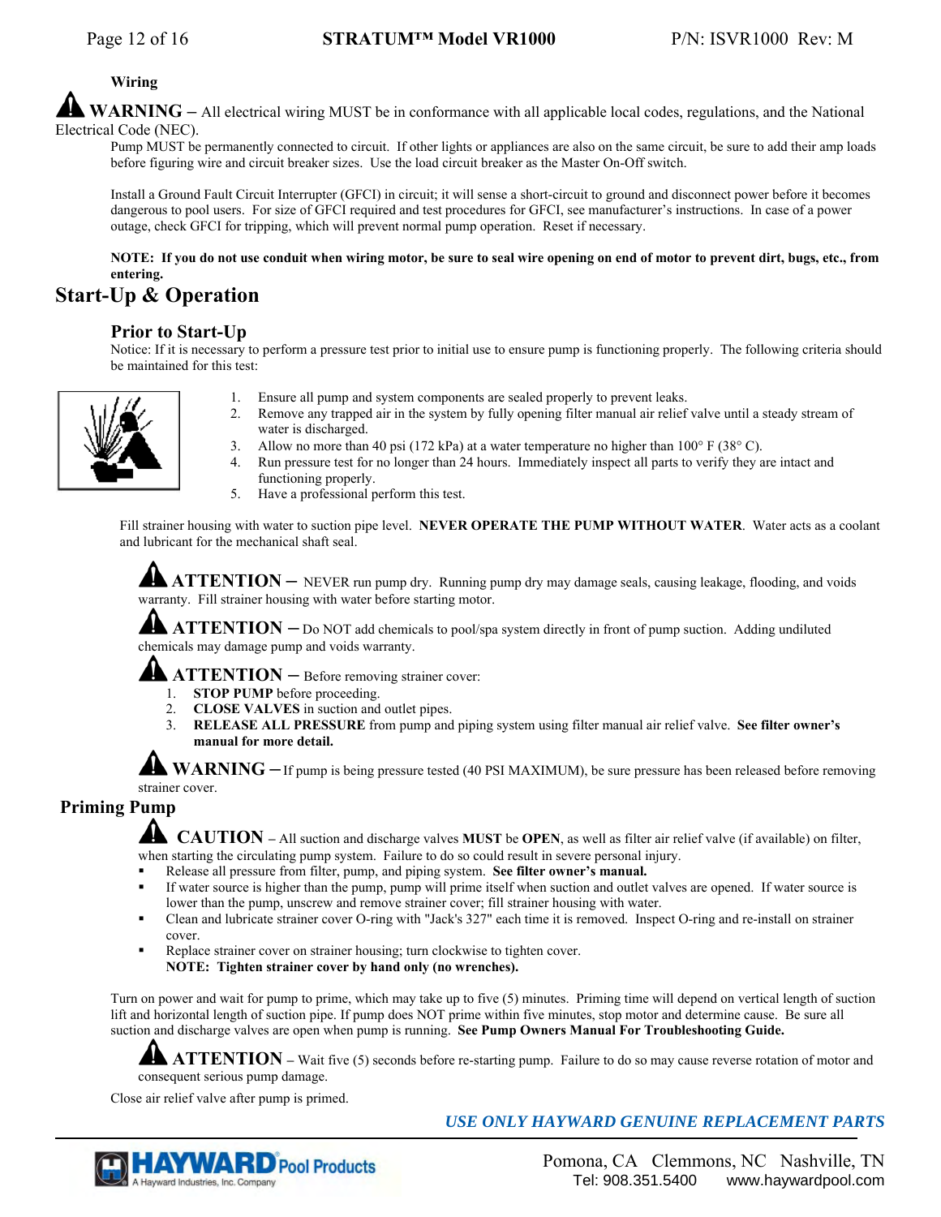### Wiring

**WARNING –** All electrical wiring MUST be in conformance with all applicable local codes, regulations, and the National Electrical Code (NEC).

Pump MUST be permanently connected to circuit. If other lights or appliances are also on the same circuit, be sure to add their amp loads before figuring wire and circuit breaker sizes. Use the load circuit breaker as the Master On-Off switch.

Install a Ground Fault Circuit Interrupter (GFCI) in circuit; it will sense a short-circuit to ground and disconnect power before it becomes dangerous to pool users. For size of GFCI required and test procedures for GFCI, see manufacturer's instructions. In case of a power outage, check GFCI for tripping, which will prevent normal pump operation. Reset if necessary.

**NOTE: If you do not use conduit when wiring motor, be sure to seal wire opening on end of motor to prevent dirt, bugs, etc., from entering.**

## Start-Up & Operation

### Prior to Start-Up

Notice: If it is necessary to perform a pressure test prior to initial use to ensure pump is functioning properly. The following criteria should be maintained for this test:

1. Ensure all pump and system components are sealed properly to prevent leaks.
2. Remove any trapped air in the system by fully opening filter manual air relief valve until a steady stream of water is discharged.
3. Allow no more than 40 psi (172 kPa) at a water temperature no higher than 100° F (38° C).
4. Run pressure test for no longer than 24 hours. Immediately inspect all parts to verify they are intact and functioning properly.
5. Have a professional perform this test.

Fill strainer housing with water to suction pipe level. **NEVER OPERATE THE PUMP WITHOUT WATER**. Water acts as a coolant and lubricant for the mechanical shaft seal.

**ATTENTION –** NEVER run pump dry. Running pump dry may damage seals, causing leakage, flooding, and voids warranty. Fill strainer housing with water before starting motor.

**ATTENTION –** Do NOT add chemicals to pool/spa system directly in front of pump suction. Adding undiluted chemicals may damage pump and voids warranty.

**ATTENTION –** Before removing strainer cover:

1. **STOP PUMP** before proceeding.
2. **CLOSE VALVES** in suction and outlet pipes.
3. **RELEASE ALL PRESSURE** from pump and piping system using filter manual air relief valve. **See filter owner's manual for more detail.**

**WARNING –** If pump is being pressure tested (40 PSI MAXIMUM), be sure pressure has been released before removing strainer cover.

### Priming Pump

**CAUTION –** All suction and discharge valves **MUST** be **OPEN**, as well as filter air relief valve (if available) on filter, when starting the circulating pump system. Failure to do so could result in severe personal injury.

- Release all pressure from filter, pump, and piping system. **See filter owner's manual.**
- If water source is higher than the pump, pump will prime itself when suction and outlet valves are opened. If water source is lower than the pump, unscrew and remove strainer cover; fill strainer housing with water.
- Clean and lubricate strainer cover O-ring with "Jack's 327" each time it is removed. Inspect O-ring and re-install on strainer cover.
- Replace strainer cover on strainer housing; turn clockwise to tighten cover.
  **NOTE: Tighten strainer cover by hand only (no wrenches).**

Turn on power and wait for pump to prime, which may take up to five (5) minutes. Priming time will depend on vertical length of suction lift and horizontal length of suction pipe. If pump does NOT prime within five minutes, stop motor and determine cause. Be sure all suction and discharge valves are open when pump is running. **See Pump Owners Manual For Troubleshooting Guide.**

**ATTENTION –** Wait five (5) seconds before re-starting pump. Failure to do so may cause reverse rotation of motor and consequent serious pump damage.

Close air relief valve after pump is primed.

***USE ONLY HAYWARD GENUINE REPLACEMENT PARTS***

HAYWARD Pool Products – A Hayward Industries, Inc. Company

Pomona, CA Clemmons, NC Nashville, TN
Tel: 908.351.5400 www.haywardpool.com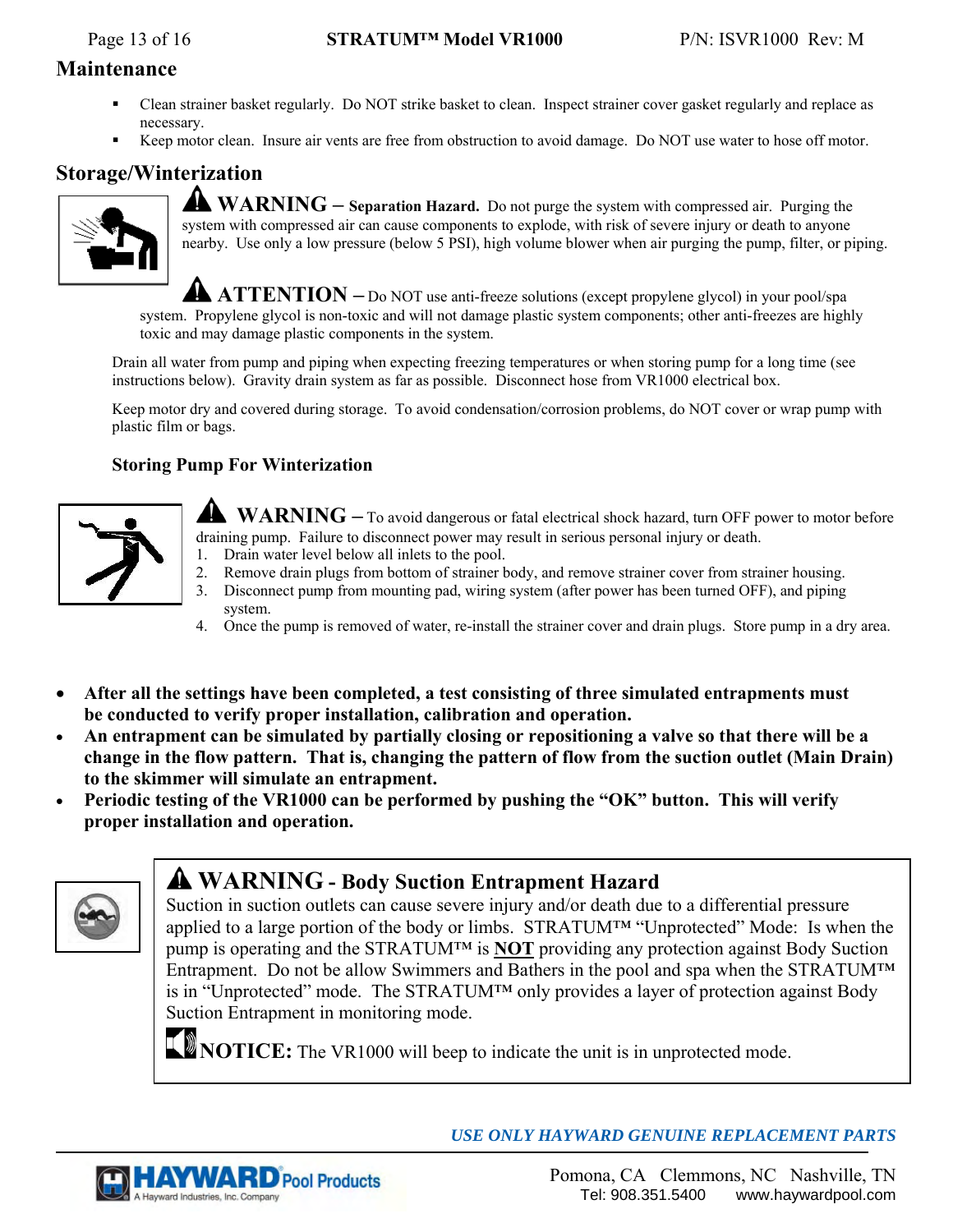## Maintenance

- Clean strainer basket regularly. Do NOT strike basket to clean. Inspect strainer cover gasket regularly and replace as necessary.
- Keep motor clean. Insure air vents are free from obstruction to avoid damage. Do NOT use water to hose off motor.

## Storage/Winterization

**WARNING – Separation Hazard.** Do not purge the system with compressed air. Purging the system with compressed air can cause components to explode, with risk of severe injury or death to anyone nearby. Use only a low pressure (below 5 PSI), high volume blower when air purging the pump, filter, or piping.

**ATTENTION –** Do NOT use anti-freeze solutions (except propylene glycol) in your pool/spa system. Propylene glycol is non-toxic and will not damage plastic system components; other anti-freezes are highly toxic and may damage plastic components in the system.

Drain all water from pump and piping when expecting freezing temperatures or when storing pump for a long time (see instructions below). Gravity drain system as far as possible. Disconnect hose from VR1000 electrical box.

Keep motor dry and covered during storage. To avoid condensation/corrosion problems, do NOT cover or wrap pump with plastic film or bags.

### Storing Pump For Winterization

**WARNING –** To avoid dangerous or fatal electrical shock hazard, turn OFF power to motor before draining pump. Failure to disconnect power may result in serious personal injury or death.

1. Drain water level below all inlets to the pool.
2. Remove drain plugs from bottom of strainer body, and remove strainer cover from strainer housing.
3. Disconnect pump from mounting pad, wiring system (after power has been turned OFF), and piping system.
4. Once the pump is removed of water, re-install the strainer cover and drain plugs. Store pump in a dry area.

- **After all the settings have been completed, a test consisting of three simulated entrapments must be conducted to verify proper installation, calibration and operation.**
- **An entrapment can be simulated by partially closing or repositioning a valve so that there will be a change in the flow pattern. That is, changing the pattern of flow from the suction outlet (Main Drain) to the skimmer will simulate an entrapment.**
- **Periodic testing of the VR1000 can be performed by pushing the "OK" button. This will verify proper installation and operation.**

**WARNING - Body Suction Entrapment Hazard**

Suction in suction outlets can cause severe injury and/or death due to a differential pressure applied to a large portion of the body or limbs. STRATUM™ "Unprotected" Mode: Is when the pump is operating and the STRATUM™ is **NOT** providing any protection against Body Suction Entrapment. Do not be allow Swimmers and Bathers in the pool and spa when the STRATUM™ is in "Unprotected" mode. The STRATUM™ only provides a layer of protection against Body Suction Entrapment in monitoring mode.

**NOTICE:** The VR1000 will beep to indicate the unit is in unprotected mode.

*USE ONLY HAYWARD GENUINE REPLACEMENT PARTS*

HAYWARD Pool Products — A Hayward Industries, Inc. Company

Pomona, CA Clemmons, NC Nashville, TN
Tel: 908.351.5400 www.haywardpool.com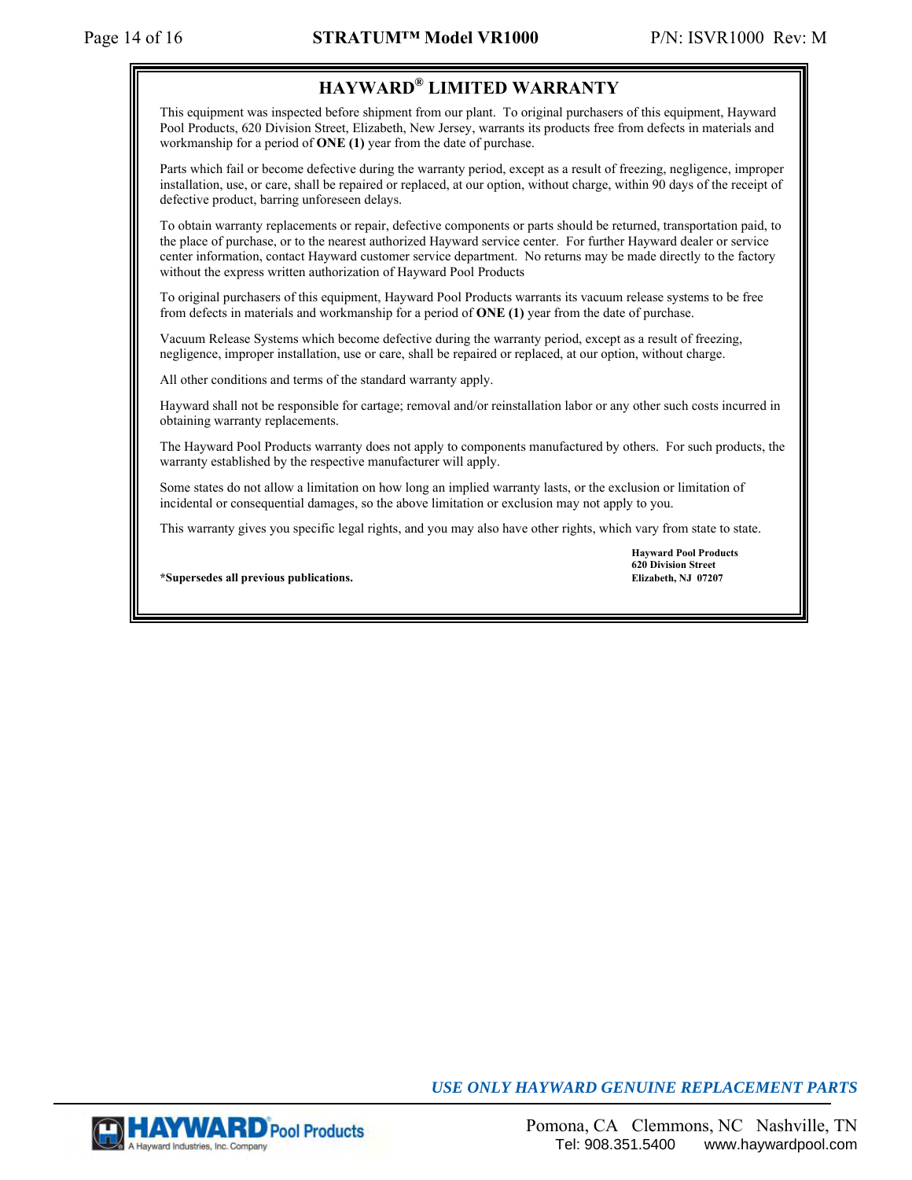# HAYWARD® LIMITED WARRANTY

This equipment was inspected before shipment from our plant. To original purchasers of this equipment, Hayward Pool Products, 620 Division Street, Elizabeth, New Jersey, warrants its products free from defects in materials and workmanship for a period of **ONE (1)** year from the date of purchase.

Parts which fail or become defective during the warranty period, except as a result of freezing, negligence, improper installation, use, or care, shall be repaired or replaced, at our option, without charge, within 90 days of the receipt of defective product, barring unforeseen delays.

To obtain warranty replacements or repair, defective components or parts should be returned, transportation paid, to the place of purchase, or to the nearest authorized Hayward service center. For further Hayward dealer or service center information, contact Hayward customer service department. No returns may be made directly to the factory without the express written authorization of Hayward Pool Products

To original purchasers of this equipment, Hayward Pool Products warrants its vacuum release systems to be free from defects in materials and workmanship for a period of **ONE (1)** year from the date of purchase.

Vacuum Release Systems which become defective during the warranty period, except as a result of freezing, negligence, improper installation, use or care, shall be repaired or replaced, at our option, without charge.

All other conditions and terms of the standard warranty apply.

Hayward shall not be responsible for cartage; removal and/or reinstallation labor or any other such costs incurred in obtaining warranty replacements.

The Hayward Pool Products warranty does not apply to components manufactured by others. For such products, the warranty established by the respective manufacturer will apply.

Some states do not allow a limitation on how long an implied warranty lasts, or the exclusion or limitation of incidental or consequential damages, so the above limitation or exclusion may not apply to you.

This warranty gives you specific legal rights, and you may also have other rights, which vary from state to state.

**Hayward Pool Products**
**620 Division Street**
**Elizabeth, NJ 07207**

***Supersedes all previous publications.**

*USE ONLY HAYWARD GENUINE REPLACEMENT PARTS*

HAYWARD® Pool Products
A Hayward Industries, Inc. Company

Pomona, CA   Clemmons, NC   Nashville, TN
Tel: 908.351.5400   www.haywardpool.com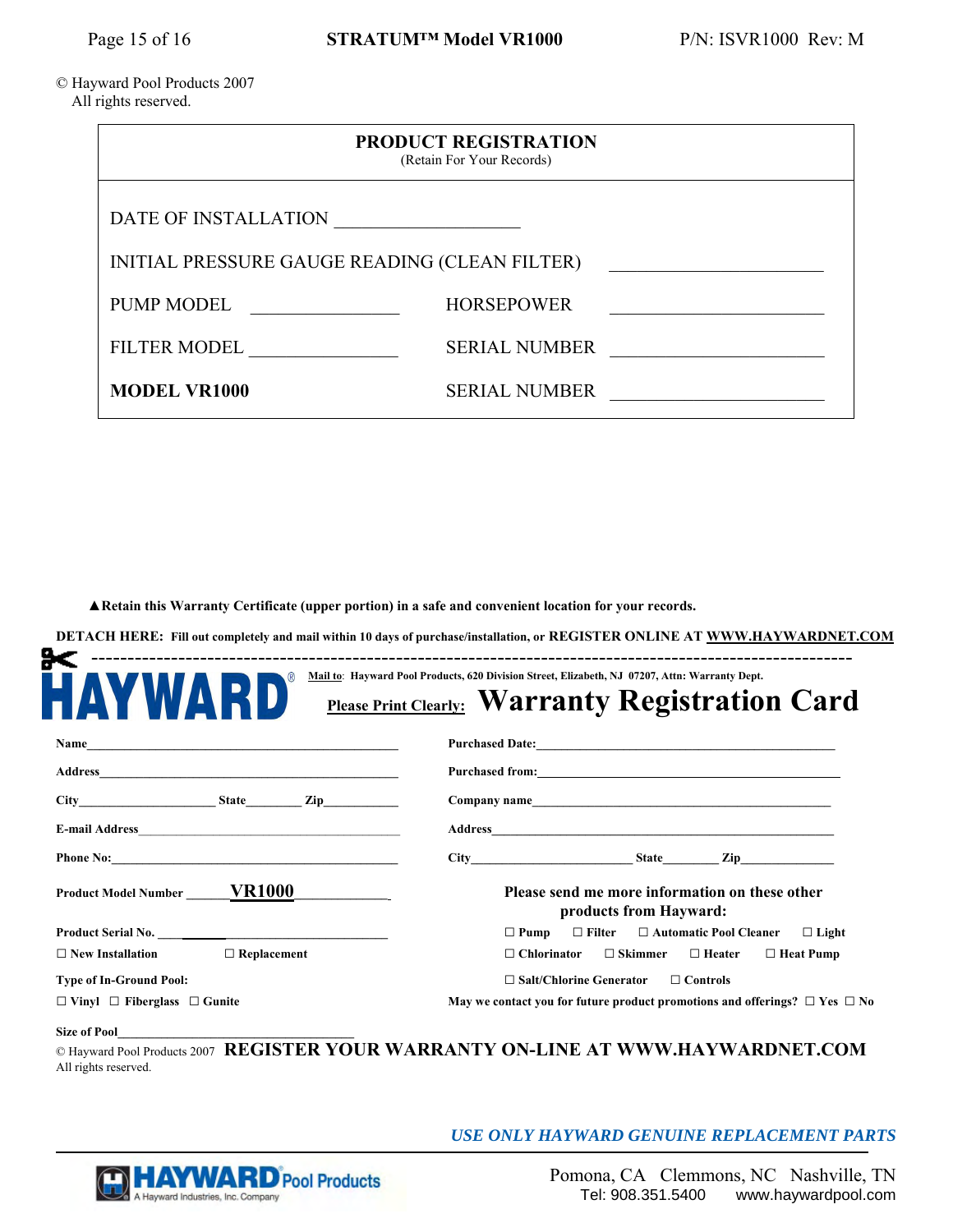© Hayward Pool Products 2007
All rights reserved.

## PRODUCT REGISTRATION

(Retain For Your Records)

DATE OF INSTALLATION ____________________

INITIAL PRESSURE GAUGE READING (CLEAN FILTER) ______________________

PUMP MODEL ________________ HORSEPOWER ______________________

FILTER MODEL ________________ SERIAL NUMBER ______________________

**MODEL VR1000** SERIAL NUMBER ______________________

▲**Retain this Warranty Certificate (upper portion) in a safe and convenient location for your records.**

**DETACH HERE: Fill out completely and mail within 10 days of purchase/installation, or REGISTER ONLINE AT WWW.HAYWARDNET.COM**

---

**HAYWARD®**

**Mail to: Hayward Pool Products, 620 Division Street, Elizabeth, NJ 07207, Attn: Warranty Dept.**

**Please Print Clearly:** **Warranty Registration Card**

**Name**_______________________________________________

**Address**_____________________________________________

**City**____________________ **State**________ **Zip**___________

**E-mail Address**________________________________________

**Phone No:**___________________________________________

**Product Model Number** ______**VR1000**____________

**Product Serial No.** ______________________________

☐ **New Installation** ☐ **Replacement**

**Type of In-Ground Pool:**

☐ **Vinyl** ☐ **Fiberglass** ☐ **Gunite**

**Size of Pool**__________________________________

**Purchased Date:**____________________________________________

**Purchased from:**____________________________________________

**Company name**______________________________________________

**Address**___________________________________________________

**City**________________________ **State**________ **Zip**______________

**Please send me more information on these other products from Hayward:**

☐ **Pump** ☐ **Filter** ☐ **Automatic Pool Cleaner** ☐ **Light**

☐ **Chlorinator** ☐ **Skimmer** ☐ **Heater** ☐ **Heat Pump**

☐ **Salt/Chlorine Generator** ☐ **Controls**

**May we contact you for future product promotions and offerings?** ☐ **Yes** ☐ **No**

© Hayward Pool Products 2007
All rights reserved.

**REGISTER YOUR WARRANTY ON-LINE AT WWW.HAYWARDNET.COM**

***USE ONLY HAYWARD GENUINE REPLACEMENT PARTS***

**HAYWARD® Pool Products**
A Hayward Industries, Inc. Company

Pomona, CA Clemmons, NC Nashville, TN
Tel: 908.351.5400 www.haywardpool.com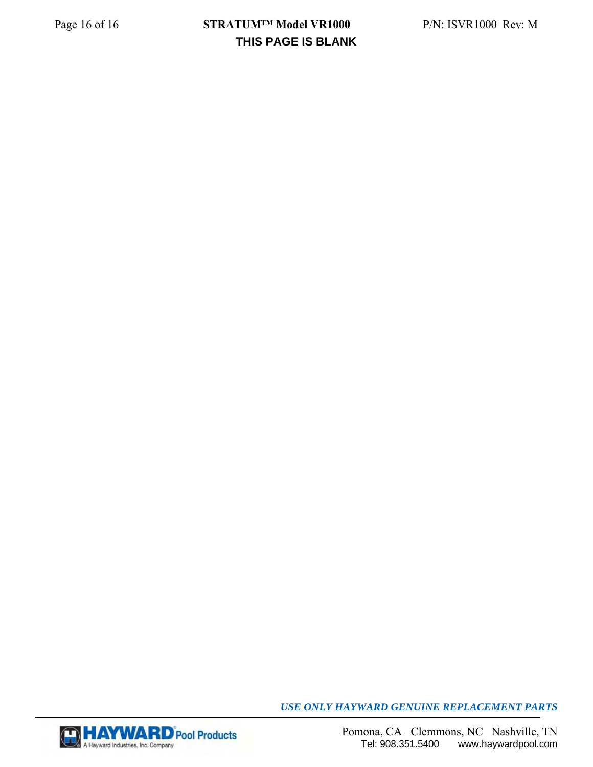THIS PAGE IS BLANK

*USE ONLY HAYWARD GENUINE REPLACEMENT PARTS*

HAYWARD Pool Products
A Hayward Industries, Inc. Company

Pomona, CA   Clemmons, NC   Nashville, TN
Tel: 908.351.5400   www.haywardpool.com